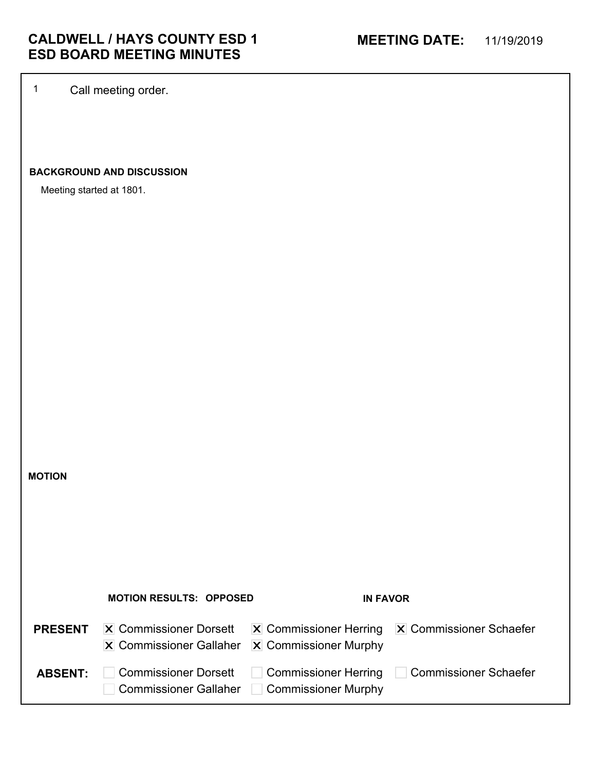# CALDWELL / HAYS COUNTY ESD 1
# ESD BOARD MEETING MINUTES

**MEETING DATE:** 11/19/2019

1 Call meeting order.

**BACKGROUND AND DISCUSSION**

Meeting started at 1801.

**MOTION**

**MOTION RESULTS: OPPOSED** **IN FAVOR**

**PRESENT**

- [x] Commissioner Dorsett
- [x] Commissioner Herring
- [x] Commissioner Schaefer
- [x] Commissioner Gallaher
- [x] Commissioner Murphy

**ABSENT:**

- [ ] Commissioner Dorsett
- [ ] Commissioner Herring
- [ ] Commissioner Schaefer
- [ ] Commissioner Gallaher
- [ ] Commissioner Murphy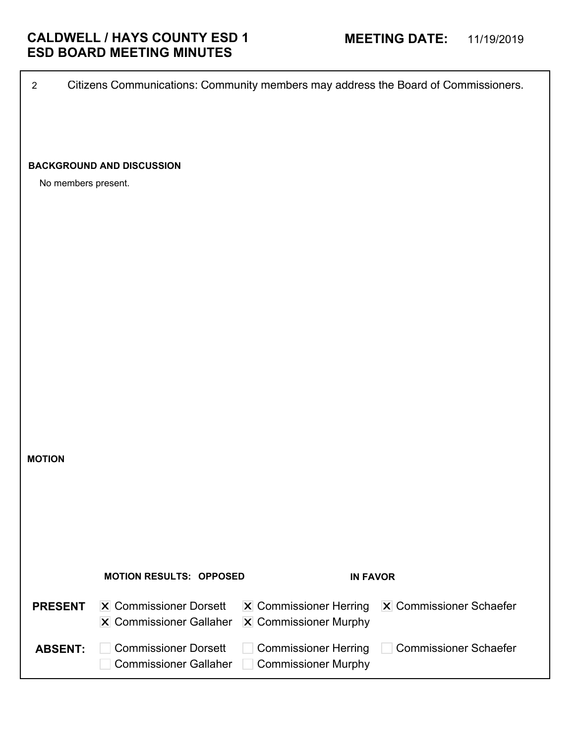# CALDWELL / HAYS COUNTY ESD 1
# ESD BOARD MEETING MINUTES

**MEETING DATE:** 11/19/2019

2 Citizens Communications: Community members may address the Board of Commissioners.

**BACKGROUND AND DISCUSSION**

No members present.

**MOTION**

**MOTION RESULTS: OPPOSED** **IN FAVOR**

**PRESENT**
- [x] Commissioner Dorsett
- [x] Commissioner Herring
- [x] Commissioner Schaefer
- [x] Commissioner Gallaher
- [x] Commissioner Murphy

**ABSENT:**
- [ ] Commissioner Dorsett
- [ ] Commissioner Herring
- [ ] Commissioner Schaefer
- [ ] Commissioner Gallaher
- [ ] Commissioner Murphy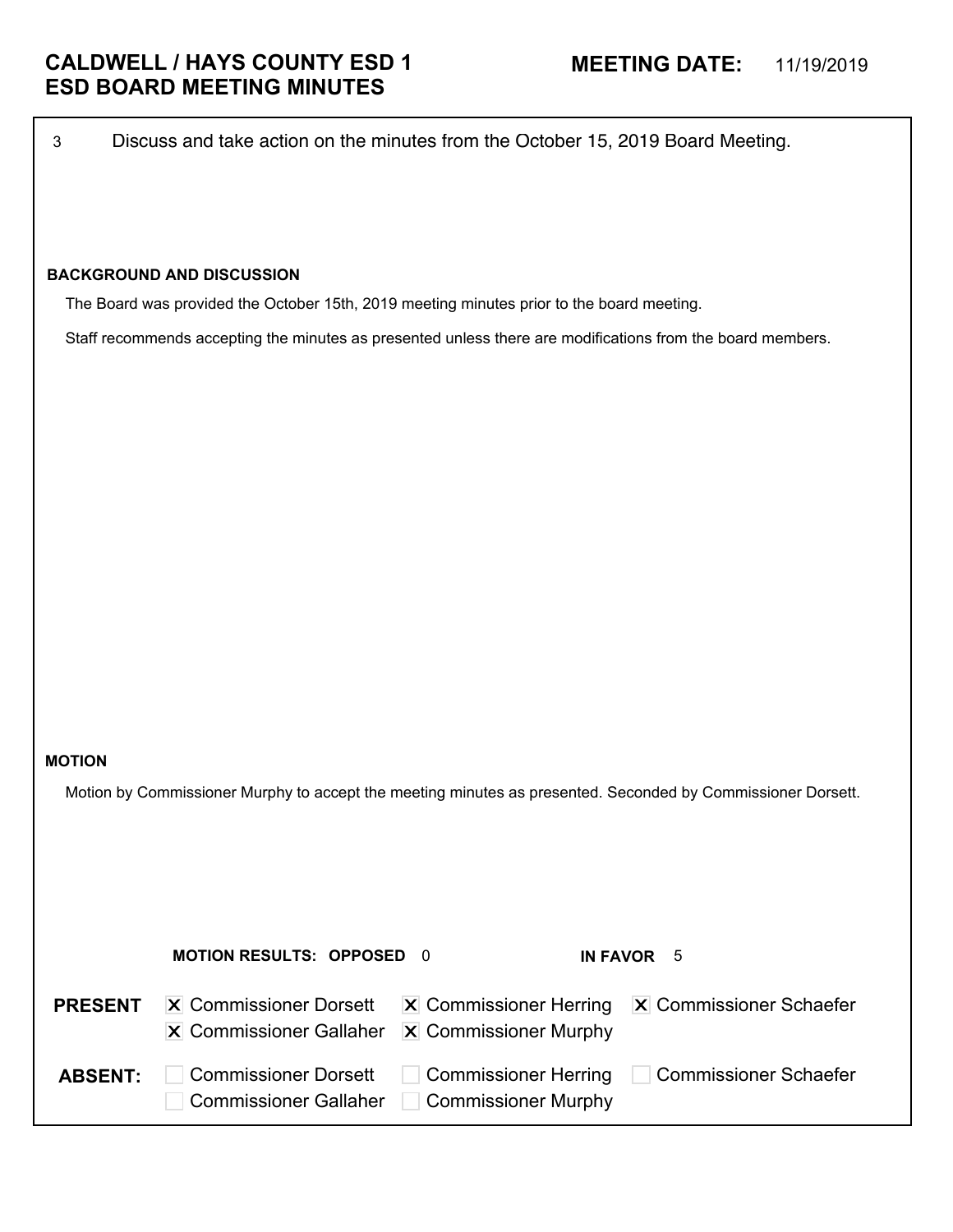# CALDWELL / HAYS COUNTY ESD 1
# ESD BOARD MEETING MINUTES

**MEETING DATE:** 11/19/2019

3 Discuss and take action on the minutes from the October 15, 2019 Board Meeting.

**BACKGROUND AND DISCUSSION**

The Board was provided the October 15th, 2019 meeting minutes prior to the board meeting.

Staff recommends accepting the minutes as presented unless there are modifications from the board members.

**MOTION**

Motion by Commissioner Murphy to accept the meeting minutes as presented. Seconded by Commissioner Dorsett.

**MOTION RESULTS: OPPOSED** 0 **IN FAVOR** 5

**PRESENT**
- [x] Commissioner Dorsett
- [x] Commissioner Herring
- [x] Commissioner Schaefer
- [x] Commissioner Gallaher
- [x] Commissioner Murphy

**ABSENT:**
- [ ] Commissioner Dorsett
- [ ] Commissioner Herring
- [ ] Commissioner Schaefer
- [ ] Commissioner Gallaher
- [ ] Commissioner Murphy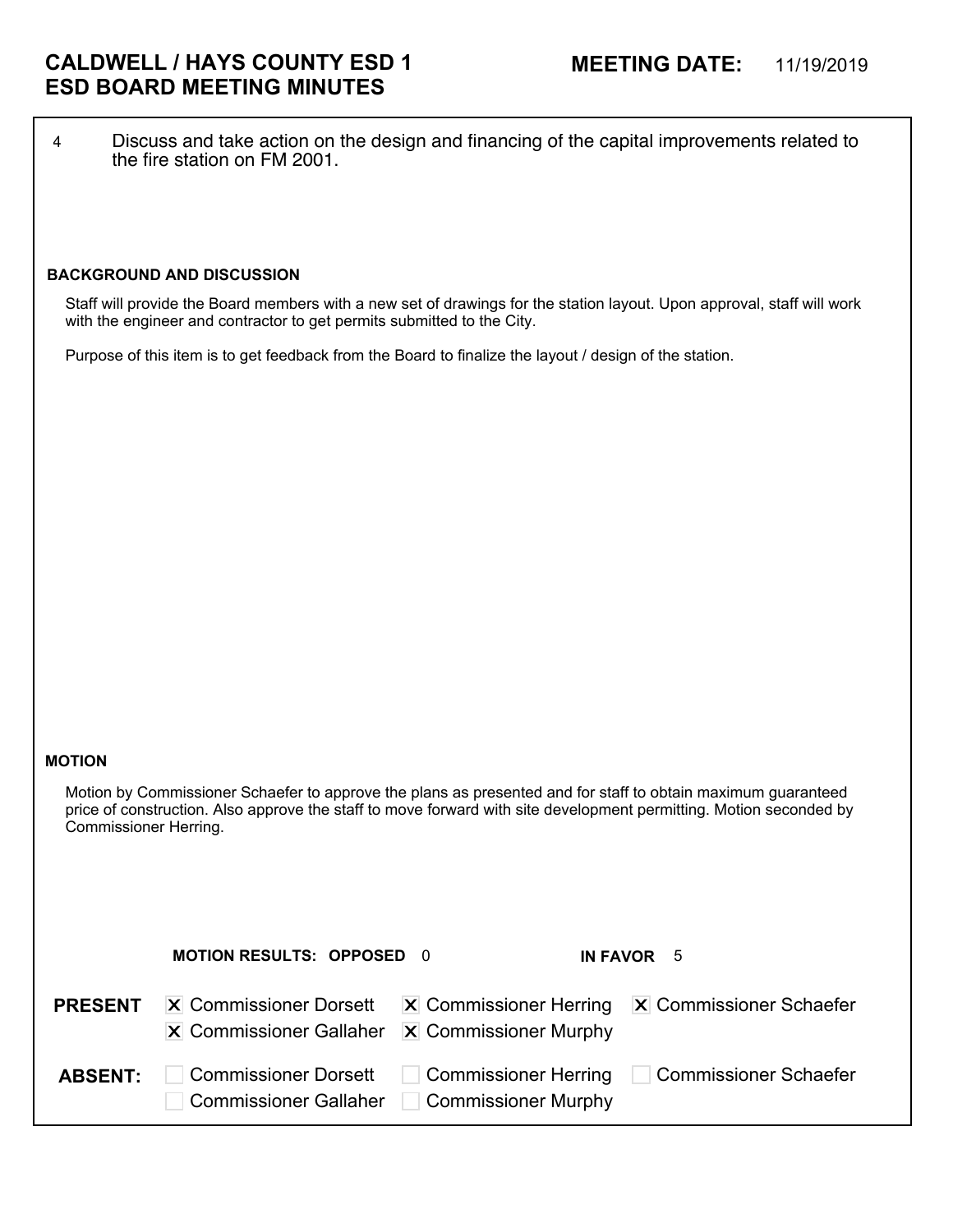# CALDWELL / HAYS COUNTY ESD 1
# ESD BOARD MEETING MINUTES

**MEETING DATE:** 11/19/2019

4 Discuss and take action on the design and financing of the capital improvements related to the fire station on FM 2001.

**BACKGROUND AND DISCUSSION**

Staff will provide the Board members with a new set of drawings for the station layout. Upon approval, staff will work with the engineer and contractor to get permits submitted to the City.

Purpose of this item is to get feedback from the Board to finalize the layout / design of the station.

**MOTION**

Motion by Commissioner Schaefer to approve the plans as presented and for staff to obtain maximum guaranteed price of construction. Also approve the staff to move forward with site development permitting. Motion seconded by Commissioner Herring.

**MOTION RESULTS: OPPOSED** 0 **IN FAVOR** 5

**PRESENT**
- [x] Commissioner Dorsett
- [x] Commissioner Herring
- [x] Commissioner Schaefer
- [x] Commissioner Gallaher
- [x] Commissioner Murphy

**ABSENT:**
- [ ] Commissioner Dorsett
- [ ] Commissioner Herring
- [ ] Commissioner Schaefer
- [ ] Commissioner Gallaher
- [ ] Commissioner Murphy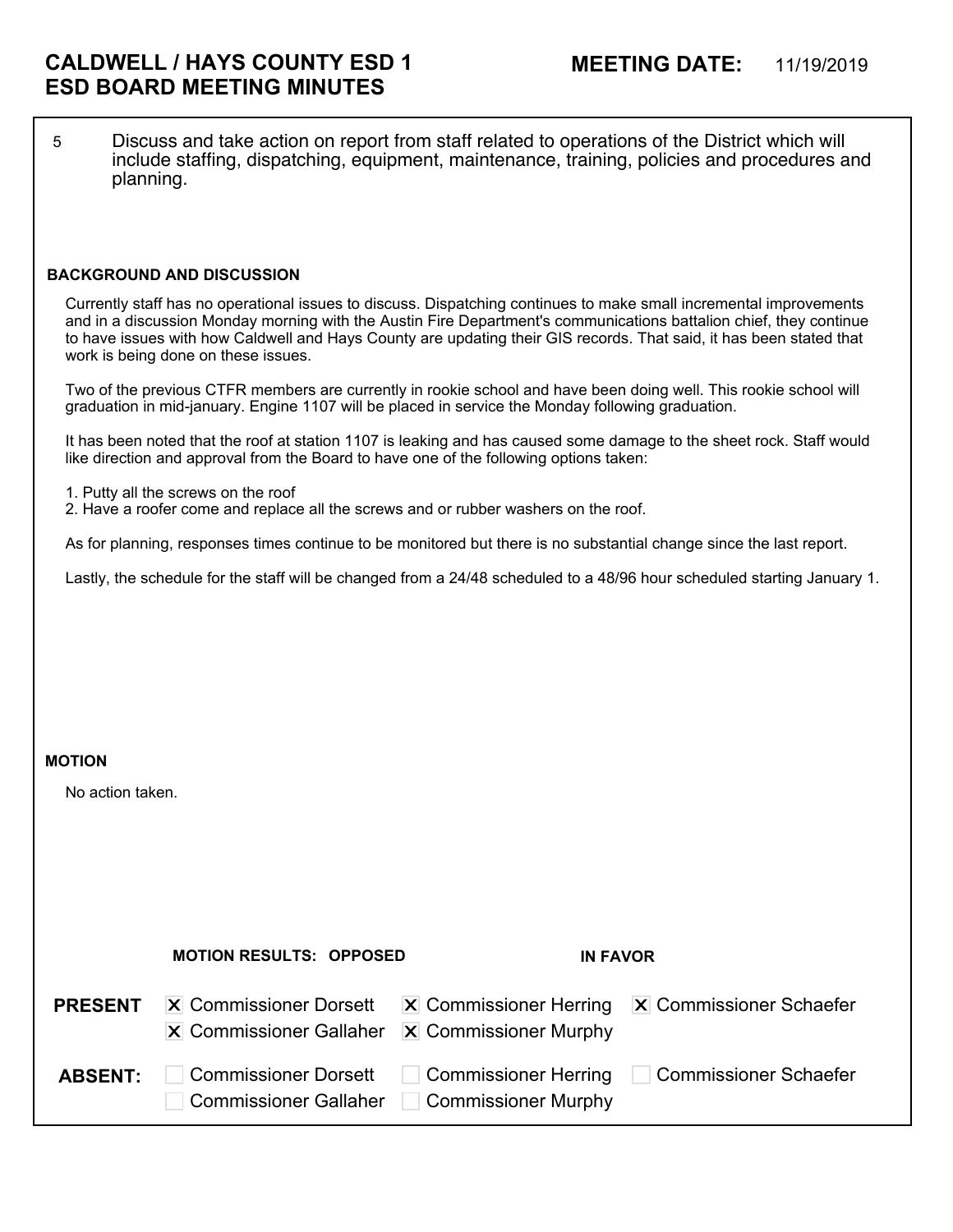# CALDWELL / HAYS COUNTY ESD 1
# ESD BOARD MEETING MINUTES

**MEETING DATE:** 11/19/2019

5 Discuss and take action on report from staff related to operations of the District which will include staffing, dispatching, equipment, maintenance, training, policies and procedures and planning.

**BACKGROUND AND DISCUSSION**

Currently staff has no operational issues to discuss. Dispatching continues to make small incremental improvements and in a discussion Monday morning with the Austin Fire Department's communications battalion chief, they continue to have issues with how Caldwell and Hays County are updating their GIS records. That said, it has been stated that work is being done on these issues.

Two of the previous CTFR members are currently in rookie school and have been doing well. This rookie school will graduation in mid-january. Engine 1107 will be placed in service the Monday following graduation.

It has been noted that the roof at station 1107 is leaking and has caused some damage to the sheet rock. Staff would like direction and approval from the Board to have one of the following options taken:

1. Putty all the screws on the roof
2. Have a roofer come and replace all the screws and or rubber washers on the roof.

As for planning, responses times continue to be monitored but there is no substantial change since the last report.

Lastly, the schedule for the staff will be changed from a 24/48 scheduled to a 48/96 hour scheduled starting January 1.

**MOTION**

No action taken.

**MOTION RESULTS: OPPOSED** **IN FAVOR**

**PRESENT**
- [x] Commissioner Dorsett
- [x] Commissioner Herring
- [x] Commissioner Schaefer
- [x] Commissioner Gallaher
- [x] Commissioner Murphy

**ABSENT:**
- [ ] Commissioner Dorsett
- [ ] Commissioner Herring
- [ ] Commissioner Schaefer
- [ ] Commissioner Gallaher
- [ ] Commissioner Murphy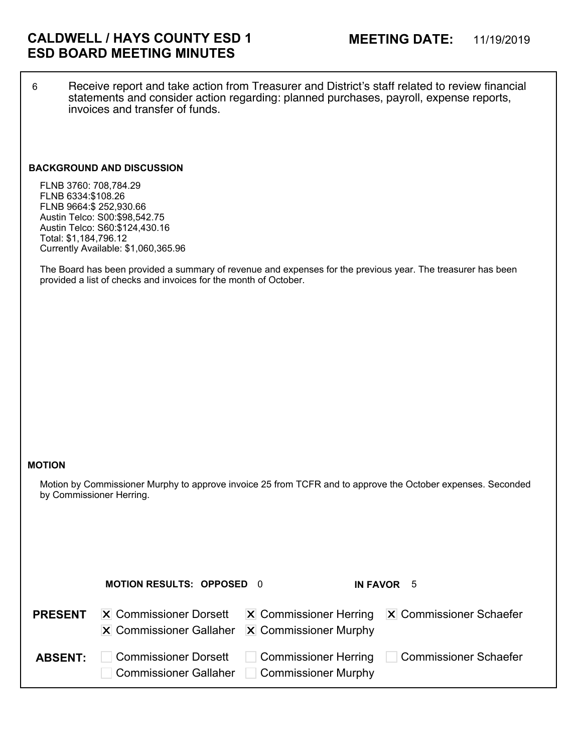# CALDWELL / HAYS COUNTY ESD 1
# ESD BOARD MEETING MINUTES

**MEETING DATE:** 11/19/2019

6 Receive report and take action from Treasurer and District's staff related to review financial statements and consider action regarding: planned purchases, payroll, expense reports, invoices and transfer of funds.

**BACKGROUND AND DISCUSSION**

FLNB 3760: 708,784.29
FLNB 6334:$108.26
FLNB 9664:$ 252,930.66
Austin Telco: S00:$98,542.75
Austin Telco: S60:$124,430.16
Total: $1,184,796.12
Currently Available: $1,060,365.96

The Board has been provided a summary of revenue and expenses for the previous year. The treasurer has been provided a list of checks and invoices for the month of October.

**MOTION**

Motion by Commissioner Murphy to approve invoice 25 from TCFR and to approve the October expenses. Seconded by Commissioner Herring.

**MOTION RESULTS: OPPOSED** 0 **IN FAVOR** 5

**PRESENT**
- [x] Commissioner Dorsett
- [x] Commissioner Herring
- [x] Commissioner Schaefer
- [x] Commissioner Gallaher
- [x] Commissioner Murphy

**ABSENT:**
- [ ] Commissioner Dorsett
- [ ] Commissioner Herring
- [ ] Commissioner Schaefer
- [ ] Commissioner Gallaher
- [ ] Commissioner Murphy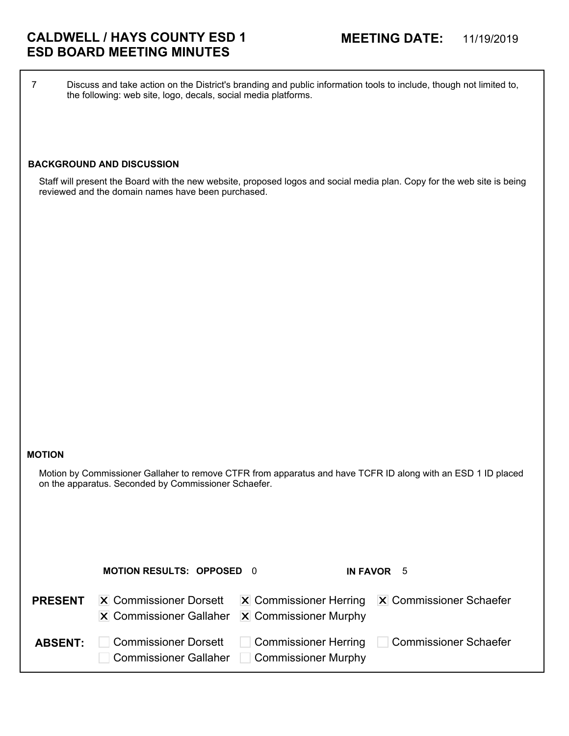# CALDWELL / HAYS COUNTY ESD 1
# ESD BOARD MEETING MINUTES

**MEETING DATE:** 11/19/2019

7 Discuss and take action on the District's branding and public information tools to include, though not limited to, the following: web site, logo, decals, social media platforms.

### BACKGROUND AND DISCUSSION

Staff will present the Board with the new website, proposed logos and social media plan. Copy for the web site is being reviewed and the domain names have been purchased.

### MOTION

Motion by Commissioner Gallaher to remove CTFR from apparatus and have TCFR ID along with an ESD 1 ID placed on the apparatus. Seconded by Commissioner Schaefer.

**MOTION RESULTS: OPPOSED** 0 **IN FAVOR** 5

**PRESENT**
- [x] Commissioner Dorsett
- [x] Commissioner Herring
- [x] Commissioner Schaefer
- [x] Commissioner Gallaher
- [x] Commissioner Murphy

**ABSENT:**
- [ ] Commissioner Dorsett
- [ ] Commissioner Herring
- [ ] Commissioner Schaefer
- [ ] Commissioner Gallaher
- [ ] Commissioner Murphy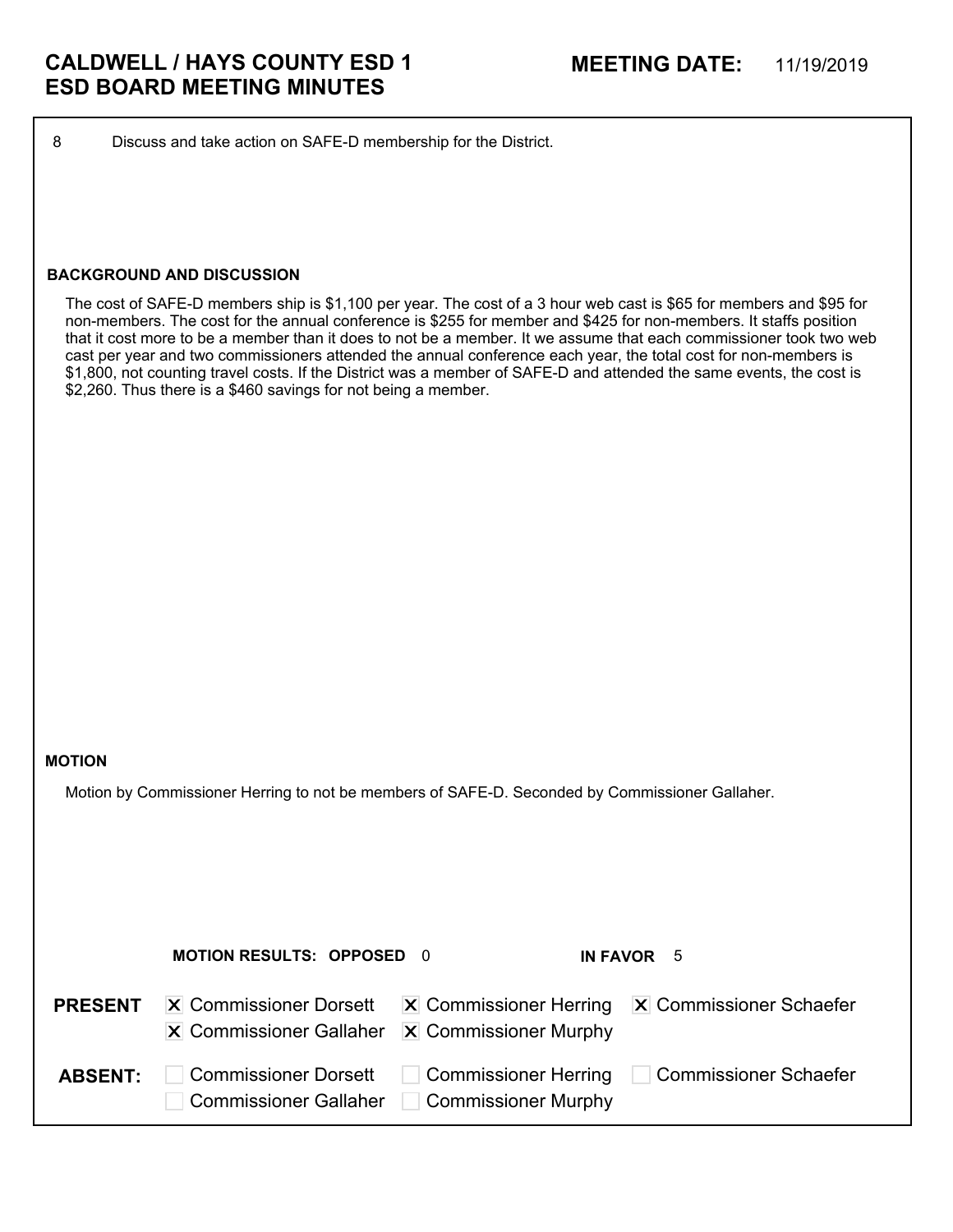# CALDWELL / HAYS COUNTY ESD 1
# ESD BOARD MEETING MINUTES

**MEETING DATE:** 11/19/2019

8 Discuss and take action on SAFE-D membership for the District.

**BACKGROUND AND DISCUSSION**

The cost of SAFE-D members ship is $1,100 per year. The cost of a 3 hour web cast is $65 for members and $95 for non-members. The cost for the annual conference is $255 for member and $425 for non-members. It staffs position that it cost more to be a member than it does to not be a member. It we assume that each commissioner took two web cast per year and two commissioners attended the annual conference each year, the total cost for non-members is $1,800, not counting travel costs. If the District was a member of SAFE-D and attended the same events, the cost is $2,260. Thus there is a $460 savings for not being a member.

**MOTION**

Motion by Commissioner Herring to not be members of SAFE-D. Seconded by Commissioner Gallaher.

**MOTION RESULTS: OPPOSED** 0 **IN FAVOR** 5

**PRESENT**

- [x] Commissioner Dorsett
- [x] Commissioner Herring
- [x] Commissioner Schaefer
- [x] Commissioner Gallaher
- [x] Commissioner Murphy

**ABSENT:**

- [ ] Commissioner Dorsett
- [ ] Commissioner Herring
- [ ] Commissioner Schaefer
- [ ] Commissioner Gallaher
- [ ] Commissioner Murphy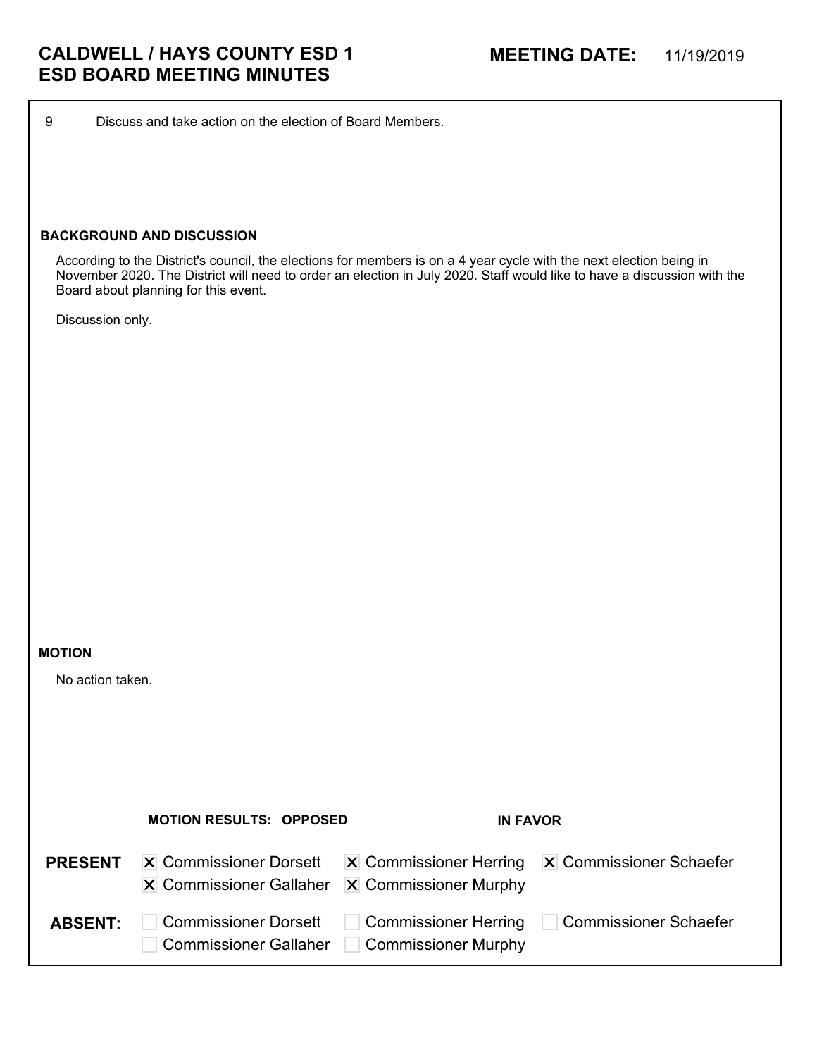# CALDWELL / HAYS COUNTY ESD 1
# ESD BOARD MEETING MINUTES

**MEETING DATE:** 11/19/2019

9 Discuss and take action on the election of Board Members.

**BACKGROUND AND DISCUSSION**

According to the District's council, the elections for members is on a 4 year cycle with the next election being in November 2020. The District will need to order an election in July 2020. Staff would like to have a discussion with the Board about planning for this event.

Discussion only.

**MOTION**

No action taken.

**MOTION RESULTS: OPPOSED** **IN FAVOR**

| | | | |
|---|---|---|---|
| **PRESENT** | ☒ Commissioner Dorsett | ☒ Commissioner Herring | ☒ Commissioner Schaefer |
| | ☒ Commissioner Gallaher | ☒ Commissioner Murphy | |
| **ABSENT:** | ☐ Commissioner Dorsett | ☐ Commissioner Herring | ☐ Commissioner Schaefer |
| | ☐ Commissioner Gallaher | ☐ Commissioner Murphy | |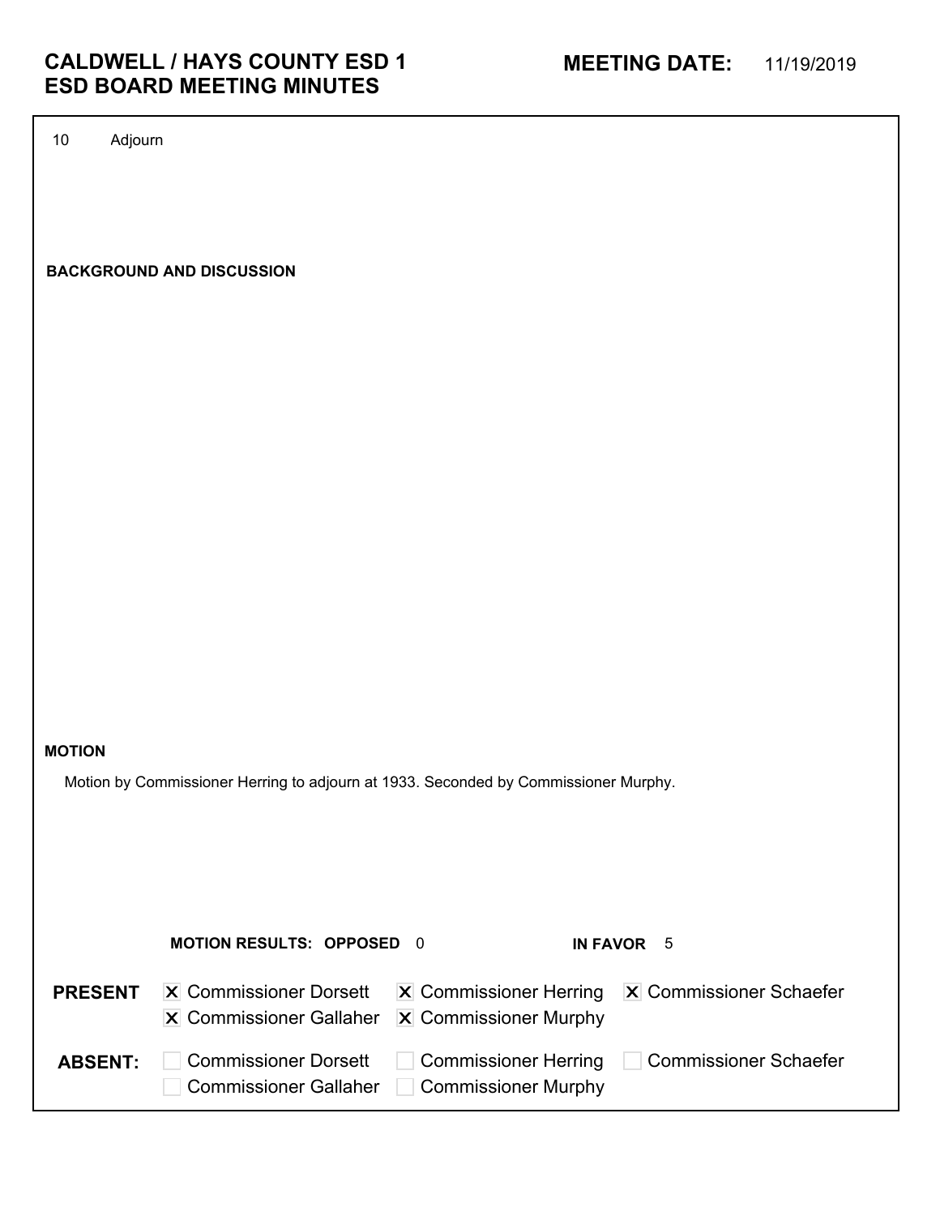# CALDWELL / HAYS COUNTY ESD 1
# ESD BOARD MEETING MINUTES

**MEETING DATE:** 11/19/2019

10 Adjourn

**BACKGROUND AND DISCUSSION**

**MOTION**

Motion by Commissioner Herring to adjourn at 1933. Seconded by Commissioner Murphy.

**MOTION RESULTS: OPPOSED** 0 **IN FAVOR** 5

**PRESENT**
- [x] Commissioner Dorsett
- [x] Commissioner Gallaher
- [x] Commissioner Herring
- [x] Commissioner Murphy
- [x] Commissioner Schaefer

**ABSENT:**
- [ ] Commissioner Dorsett
- [ ] Commissioner Gallaher
- [ ] Commissioner Herring
- [ ] Commissioner Murphy
- [ ] Commissioner Schaefer